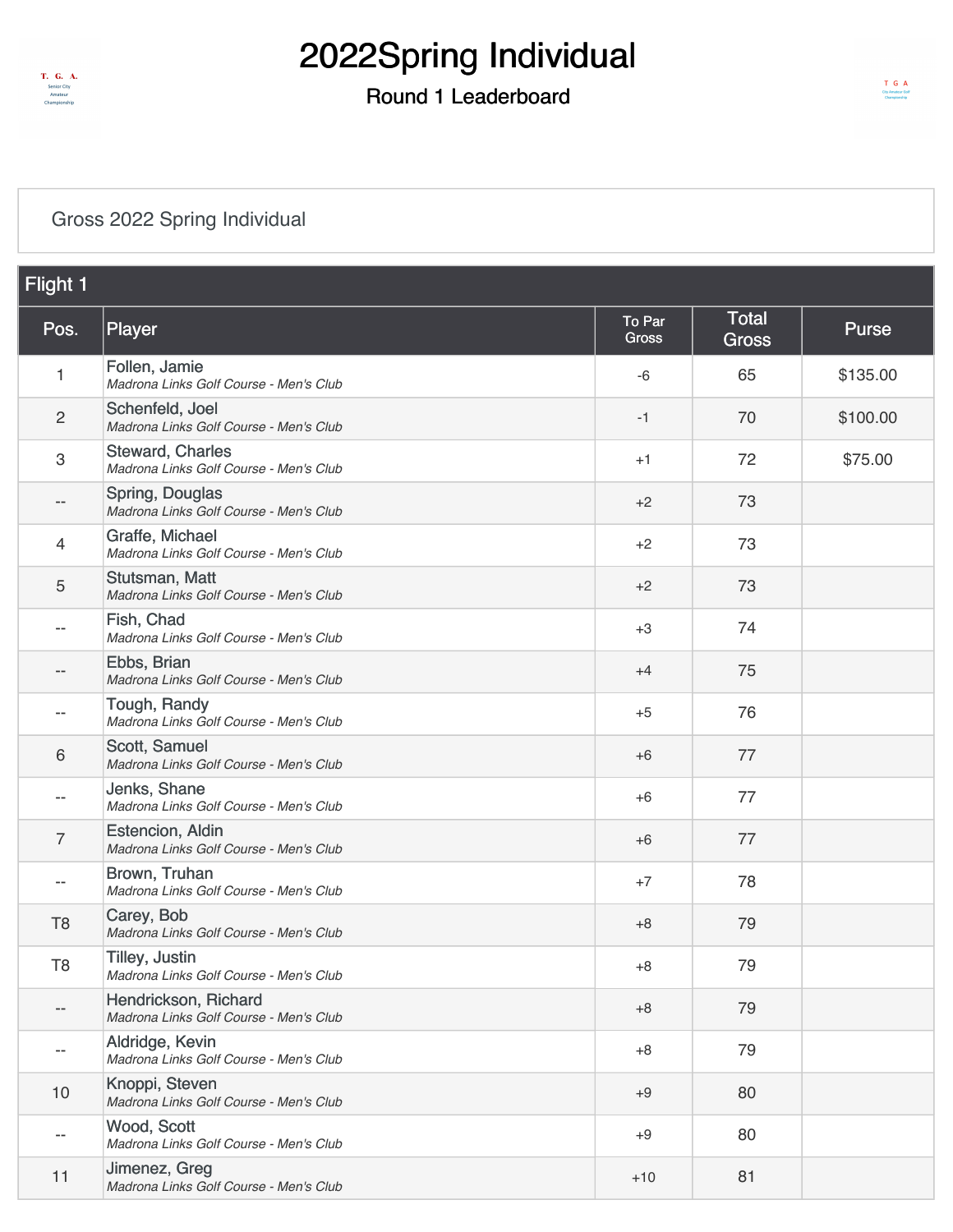# 2022Spring Individual

## Round 1 Leaderboard

Gross 2022 Spring Individual

| Flight 1 | | | | |
|---|---|---|---|---|
| Pos. | Player | To Par Gross | Total Gross | Purse |
| 1 | Follen, Jamie<br>*Madrona Links Golf Course - Men's Club* | -6 | 65 | $135.00 |
| 2 | Schenfeld, Joel<br>*Madrona Links Golf Course - Men's Club* | -1 | 70 | $100.00 |
| 3 | Steward, Charles<br>*Madrona Links Golf Course - Men's Club* | +1 | 72 | $75.00 |
| -- | Spring, Douglas<br>*Madrona Links Golf Course - Men's Club* | +2 | 73 | |
| 4 | Graffe, Michael<br>*Madrona Links Golf Course - Men's Club* | +2 | 73 | |
| 5 | Stutsman, Matt<br>*Madrona Links Golf Course - Men's Club* | +2 | 73 | |
| -- | Fish, Chad<br>*Madrona Links Golf Course - Men's Club* | +3 | 74 | |
| -- | Ebbs, Brian<br>*Madrona Links Golf Course - Men's Club* | +4 | 75 | |
| -- | Tough, Randy<br>*Madrona Links Golf Course - Men's Club* | +5 | 76 | |
| 6 | Scott, Samuel<br>*Madrona Links Golf Course - Men's Club* | +6 | 77 | |
| -- | Jenks, Shane<br>*Madrona Links Golf Course - Men's Club* | +6 | 77 | |
| 7 | Estencion, Aldin<br>*Madrona Links Golf Course - Men's Club* | +6 | 77 | |
| -- | Brown, Truhan<br>*Madrona Links Golf Course - Men's Club* | +7 | 78 | |
| T8 | Carey, Bob<br>*Madrona Links Golf Course - Men's Club* | +8 | 79 | |
| T8 | Tilley, Justin<br>*Madrona Links Golf Course - Men's Club* | +8 | 79 | |
| -- | Hendrickson, Richard<br>*Madrona Links Golf Course - Men's Club* | +8 | 79 | |
| -- | Aldridge, Kevin<br>*Madrona Links Golf Course - Men's Club* | +8 | 79 | |
| 10 | Knoppi, Steven<br>*Madrona Links Golf Course - Men's Club* | +9 | 80 | |
| -- | Wood, Scott<br>*Madrona Links Golf Course - Men's Club* | +9 | 80 | |
| 11 | Jimenez, Greg<br>*Madrona Links Golf Course - Men's Club* | +10 | 81 | |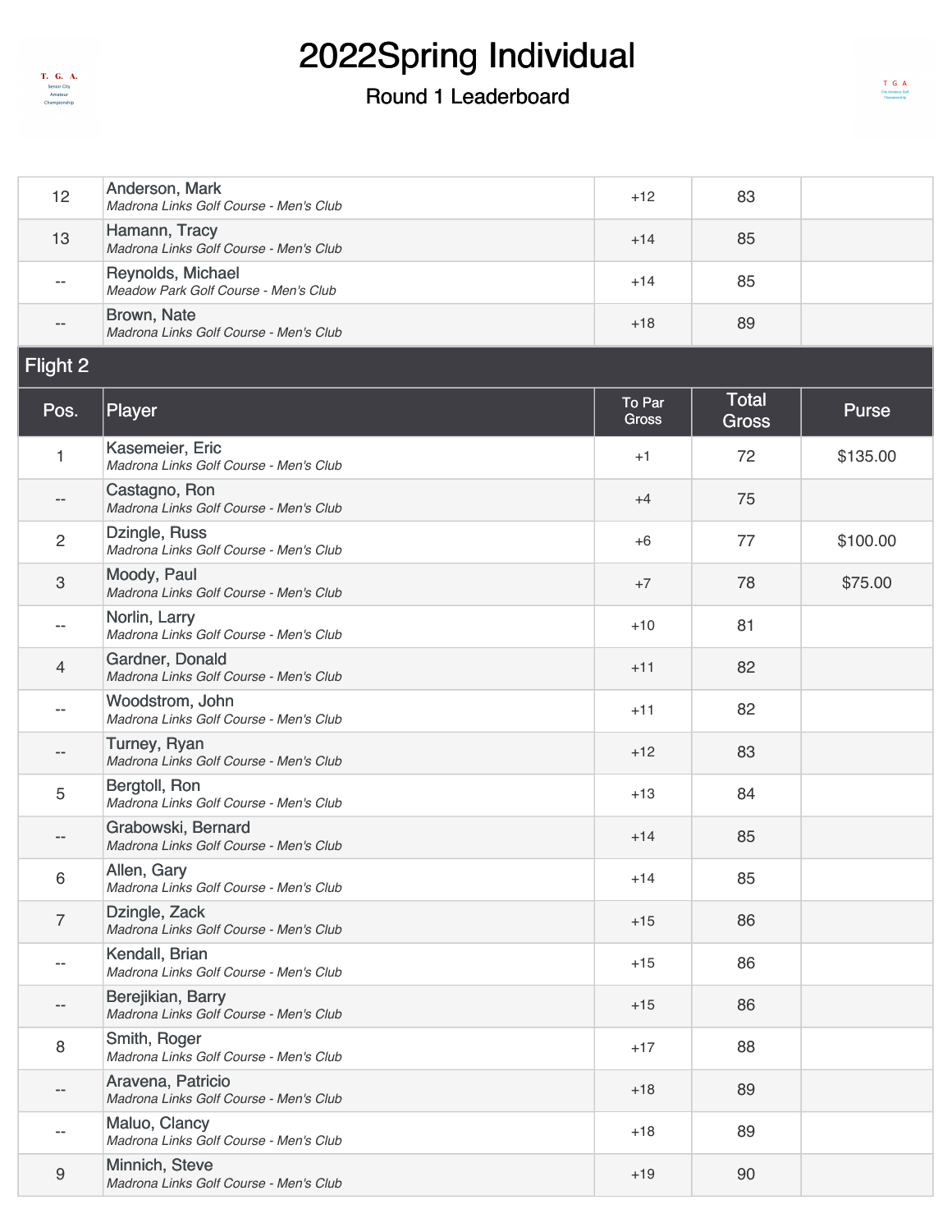# 2022Spring Individual

## Round 1 Leaderboard

| Pos. | Player | To Par Gross | Total Gross | Purse |
|---|---|---|---|---|
| 12 | Anderson, Mark<br>*Madrona Links Golf Course - Men's Club* | +12 | 83 | |
| 13 | Hamann, Tracy<br>*Madrona Links Golf Course - Men's Club* | +14 | 85 | |
| -- | Reynolds, Michael<br>*Meadow Park Golf Course - Men's Club* | +14 | 85 | |
| -- | Brown, Nate<br>*Madrona Links Golf Course - Men's Club* | +18 | 89 | |

### Flight 2

| Pos. | Player | To Par Gross | Total Gross | Purse |
|---|---|---|---|---|
| 1 | Kasemeier, Eric<br>*Madrona Links Golf Course - Men's Club* | +1 | 72 | $135.00 |
| -- | Castagno, Ron<br>*Madrona Links Golf Course - Men's Club* | +4 | 75 | |
| 2 | Dzingle, Russ<br>*Madrona Links Golf Course - Men's Club* | +6 | 77 | $100.00 |
| 3 | Moody, Paul<br>*Madrona Links Golf Course - Men's Club* | +7 | 78 | $75.00 |
| -- | Norlin, Larry<br>*Madrona Links Golf Course - Men's Club* | +10 | 81 | |
| 4 | Gardner, Donald<br>*Madrona Links Golf Course - Men's Club* | +11 | 82 | |
| -- | Woodstrom, John<br>*Madrona Links Golf Course - Men's Club* | +11 | 82 | |
| -- | Turney, Ryan<br>*Madrona Links Golf Course - Men's Club* | +12 | 83 | |
| 5 | Bergtoll, Ron<br>*Madrona Links Golf Course - Men's Club* | +13 | 84 | |
| -- | Grabowski, Bernard<br>*Madrona Links Golf Course - Men's Club* | +14 | 85 | |
| 6 | Allen, Gary<br>*Madrona Links Golf Course - Men's Club* | +14 | 85 | |
| 7 | Dzingle, Zack<br>*Madrona Links Golf Course - Men's Club* | +15 | 86 | |
| -- | Kendall, Brian<br>*Madrona Links Golf Course - Men's Club* | +15 | 86 | |
| -- | Berejikian, Barry<br>*Madrona Links Golf Course - Men's Club* | +15 | 86 | |
| 8 | Smith, Roger<br>*Madrona Links Golf Course - Men's Club* | +17 | 88 | |
| -- | Aravena, Patricio<br>*Madrona Links Golf Course - Men's Club* | +18 | 89 | |
| -- | Maluo, Clancy<br>*Madrona Links Golf Course - Men's Club* | +18 | 89 | |
| 9 | Minnich, Steve<br>*Madrona Links Golf Course - Men's Club* | +19 | 90 | |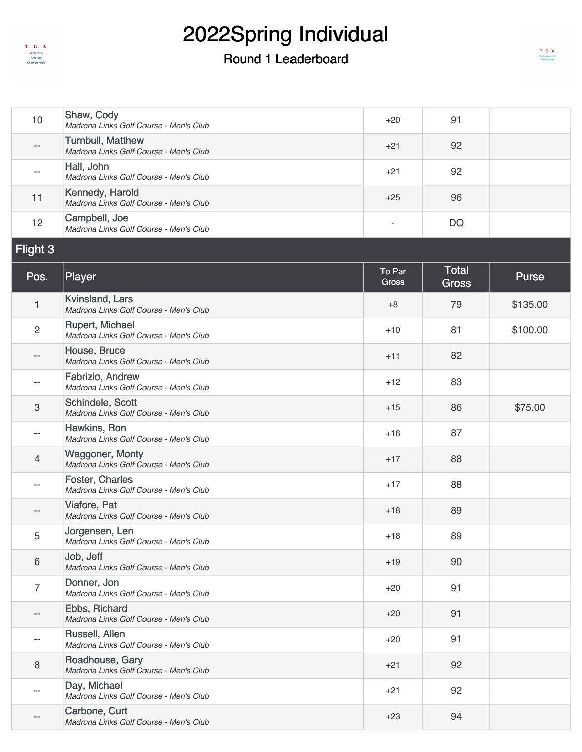# 2022Spring Individual

## Round 1 Leaderboard

| Pos. | Player | To Par Gross | Total Gross | Purse |
|---|---|---|---|---|
| 10 | Shaw, Cody<br>*Madrona Links Golf Course - Men's Club* | +20 | 91 | |
| -- | Turnbull, Matthew<br>*Madrona Links Golf Course - Men's Club* | +21 | 92 | |
| -- | Hall, John<br>*Madrona Links Golf Course - Men's Club* | +21 | 92 | |
| 11 | Kennedy, Harold<br>*Madrona Links Golf Course - Men's Club* | +25 | 96 | |
| 12 | Campbell, Joe<br>*Madrona Links Golf Course - Men's Club* | - | DQ | |

### Flight 3

| Pos. | Player | To Par Gross | Total Gross | Purse |
|---|---|---|---|---|
| 1 | Kvinsland, Lars<br>*Madrona Links Golf Course - Men's Club* | +8 | 79 | $135.00 |
| 2 | Rupert, Michael<br>*Madrona Links Golf Course - Men's Club* | +10 | 81 | $100.00 |
| -- | House, Bruce<br>*Madrona Links Golf Course - Men's Club* | +11 | 82 | |
| -- | Fabrizio, Andrew<br>*Madrona Links Golf Course - Men's Club* | +12 | 83 | |
| 3 | Schindele, Scott<br>*Madrona Links Golf Course - Men's Club* | +15 | 86 | $75.00 |
| -- | Hawkins, Ron<br>*Madrona Links Golf Course - Men's Club* | +16 | 87 | |
| 4 | Waggoner, Monty<br>*Madrona Links Golf Course - Men's Club* | +17 | 88 | |
| -- | Foster, Charles<br>*Madrona Links Golf Course - Men's Club* | +17 | 88 | |
| -- | Viafore, Pat<br>*Madrona Links Golf Course - Men's Club* | +18 | 89 | |
| 5 | Jorgensen, Len<br>*Madrona Links Golf Course - Men's Club* | +18 | 89 | |
| 6 | Job, Jeff<br>*Madrona Links Golf Course - Men's Club* | +19 | 90 | |
| 7 | Donner, Jon<br>*Madrona Links Golf Course - Men's Club* | +20 | 91 | |
| -- | Ebbs, Richard<br>*Madrona Links Golf Course - Men's Club* | +20 | 91 | |
| -- | Russell, Allen<br>*Madrona Links Golf Course - Men's Club* | +20 | 91 | |
| 8 | Roadhouse, Gary<br>*Madrona Links Golf Course - Men's Club* | +21 | 92 | |
| -- | Day, Michael<br>*Madrona Links Golf Course - Men's Club* | +21 | 92 | |
| -- | Carbone, Curt<br>*Madrona Links Golf Course - Men's Club* | +23 | 94 | |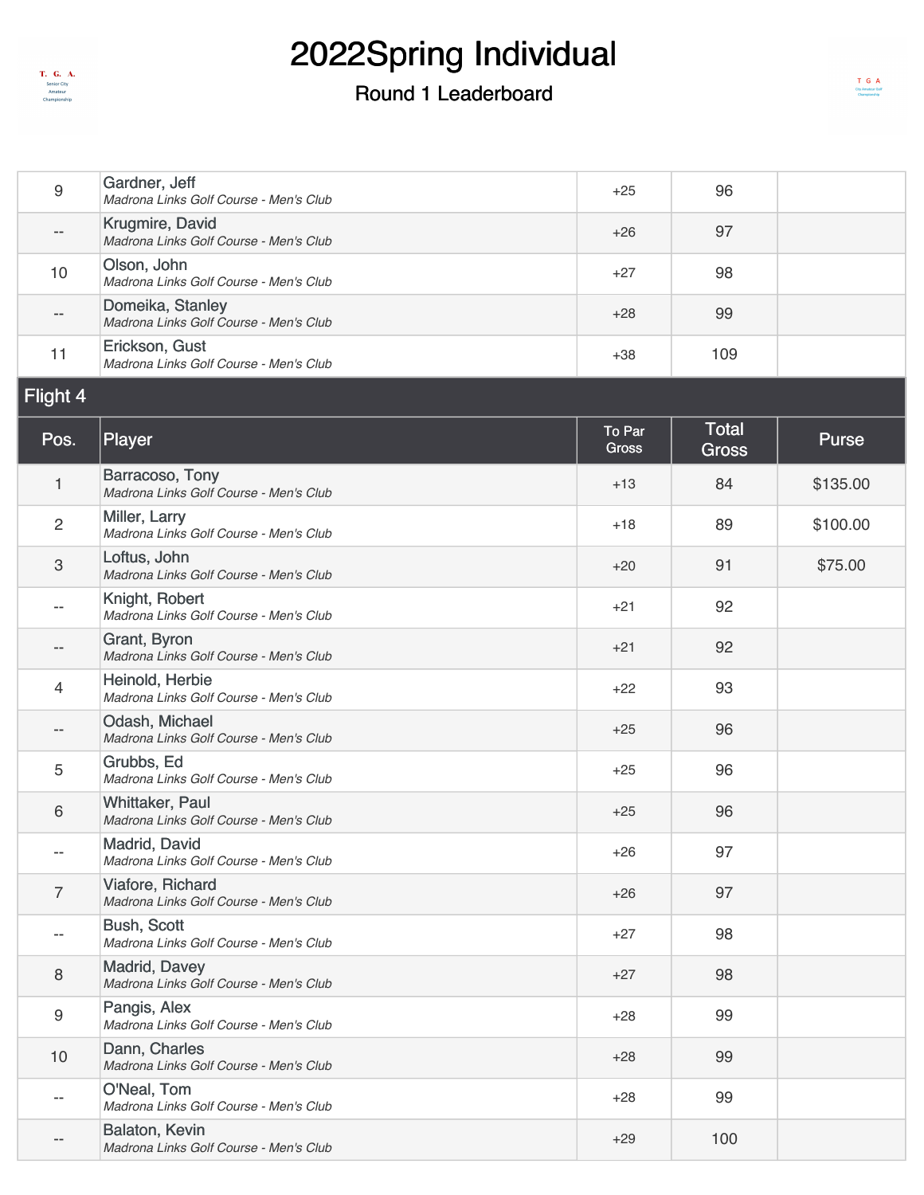# 2022Spring Individual

## Round 1 Leaderboard

| Pos. | Player | To Par Gross | Total Gross | Purse |
|---|---|---|---|---|
| 9 | Gardner, Jeff<br>*Madrona Links Golf Course - Men's Club* | +25 | 96 | |
| -- | Krugmire, David<br>*Madrona Links Golf Course - Men's Club* | +26 | 97 | |
| 10 | Olson, John<br>*Madrona Links Golf Course - Men's Club* | +27 | 98 | |
| -- | Domeika, Stanley<br>*Madrona Links Golf Course - Men's Club* | +28 | 99 | |
| 11 | Erickson, Gust<br>*Madrona Links Golf Course - Men's Club* | +38 | 109 | |

### Flight 4

| Pos. | Player | To Par Gross | Total Gross | Purse |
|---|---|---|---|---|
| 1 | Barracoso, Tony<br>*Madrona Links Golf Course - Men's Club* | +13 | 84 | $135.00 |
| 2 | Miller, Larry<br>*Madrona Links Golf Course - Men's Club* | +18 | 89 | $100.00 |
| 3 | Loftus, John<br>*Madrona Links Golf Course - Men's Club* | +20 | 91 | $75.00 |
| -- | Knight, Robert<br>*Madrona Links Golf Course - Men's Club* | +21 | 92 | |
| -- | Grant, Byron<br>*Madrona Links Golf Course - Men's Club* | +21 | 92 | |
| 4 | Heinold, Herbie<br>*Madrona Links Golf Course - Men's Club* | +22 | 93 | |
| -- | Odash, Michael<br>*Madrona Links Golf Course - Men's Club* | +25 | 96 | |
| 5 | Grubbs, Ed<br>*Madrona Links Golf Course - Men's Club* | +25 | 96 | |
| 6 | Whittaker, Paul<br>*Madrona Links Golf Course - Men's Club* | +25 | 96 | |
| -- | Madrid, David<br>*Madrona Links Golf Course - Men's Club* | +26 | 97 | |
| 7 | Viafore, Richard<br>*Madrona Links Golf Course - Men's Club* | +26 | 97 | |
| -- | Bush, Scott<br>*Madrona Links Golf Course - Men's Club* | +27 | 98 | |
| 8 | Madrid, Davey<br>*Madrona Links Golf Course - Men's Club* | +27 | 98 | |
| 9 | Pangis, Alex<br>*Madrona Links Golf Course - Men's Club* | +28 | 99 | |
| 10 | Dann, Charles<br>*Madrona Links Golf Course - Men's Club* | +28 | 99 | |
| -- | O'Neal, Tom<br>*Madrona Links Golf Course - Men's Club* | +28 | 99 | |
| -- | Balaton, Kevin<br>*Madrona Links Golf Course - Men's Club* | +29 | 100 | |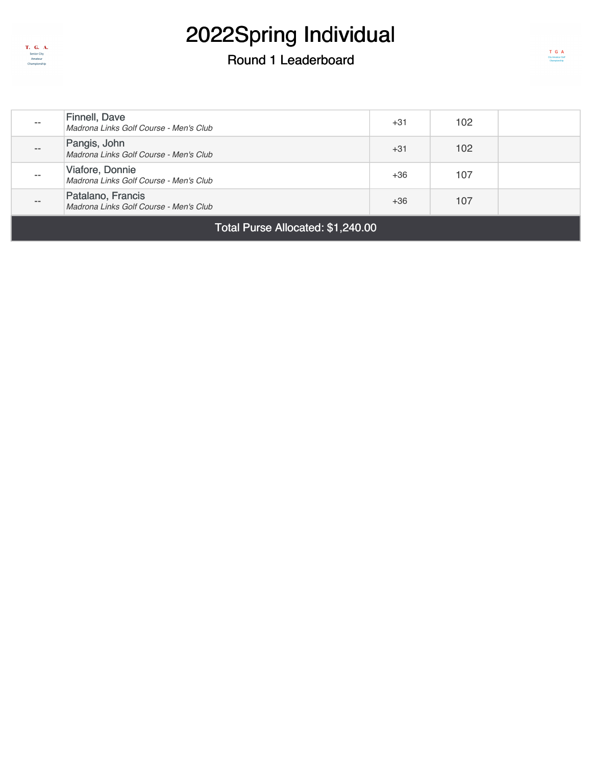# 2022Spring Individual

## Round 1 Leaderboard

| | | | | |
|---|---|---|---|---|
| -- | Finnell, Dave<br>*Madrona Links Golf Course - Men's Club* | +31 | 102 | |
| -- | Pangis, John<br>*Madrona Links Golf Course - Men's Club* | +31 | 102 | |
| -- | Viafore, Donnie<br>*Madrona Links Golf Course - Men's Club* | +36 | 107 | |
| -- | Patalano, Francis<br>*Madrona Links Golf Course - Men's Club* | +36 | 107 | |

Total Purse Allocated: $1,240.00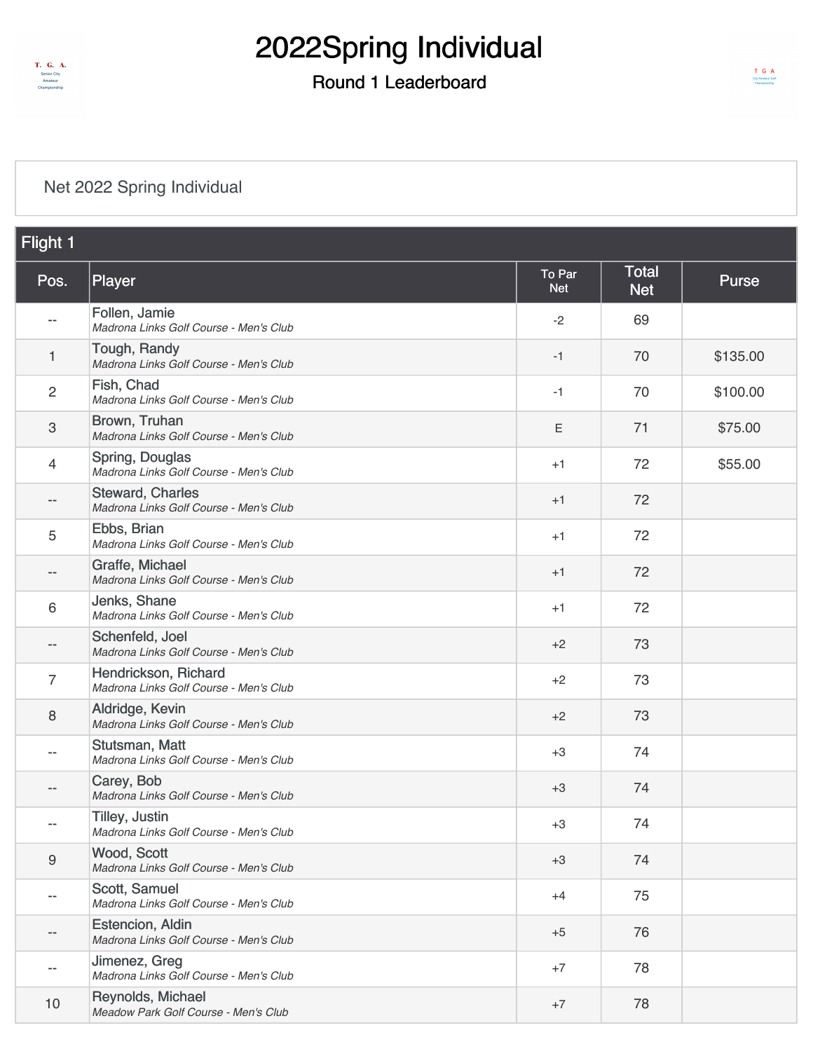# 2022Spring Individual

## Round 1 Leaderboard

Net 2022 Spring Individual

### Flight 1

| Pos. | Player | To Par Net | Total Net | Purse |
|---|---|---|---|---|
| -- | Follen, Jamie<br>*Madrona Links Golf Course - Men's Club* | -2 | 69 | |
| 1 | Tough, Randy<br>*Madrona Links Golf Course - Men's Club* | -1 | 70 | $135.00 |
| 2 | Fish, Chad<br>*Madrona Links Golf Course - Men's Club* | -1 | 70 | $100.00 |
| 3 | Brown, Truhan<br>*Madrona Links Golf Course - Men's Club* | E | 71 | $75.00 |
| 4 | Spring, Douglas<br>*Madrona Links Golf Course - Men's Club* | +1 | 72 | $55.00 |
| -- | Steward, Charles<br>*Madrona Links Golf Course - Men's Club* | +1 | 72 | |
| 5 | Ebbs, Brian<br>*Madrona Links Golf Course - Men's Club* | +1 | 72 | |
| -- | Graffe, Michael<br>*Madrona Links Golf Course - Men's Club* | +1 | 72 | |
| 6 | Jenks, Shane<br>*Madrona Links Golf Course - Men's Club* | +1 | 72 | |
| -- | Schenfeld, Joel<br>*Madrona Links Golf Course - Men's Club* | +2 | 73 | |
| 7 | Hendrickson, Richard<br>*Madrona Links Golf Course - Men's Club* | +2 | 73 | |
| 8 | Aldridge, Kevin<br>*Madrona Links Golf Course - Men's Club* | +2 | 73 | |
| -- | Stutsman, Matt<br>*Madrona Links Golf Course - Men's Club* | +3 | 74 | |
| -- | Carey, Bob<br>*Madrona Links Golf Course - Men's Club* | +3 | 74 | |
| -- | Tilley, Justin<br>*Madrona Links Golf Course - Men's Club* | +3 | 74 | |
| 9 | Wood, Scott<br>*Madrona Links Golf Course - Men's Club* | +3 | 74 | |
| -- | Scott, Samuel<br>*Madrona Links Golf Course - Men's Club* | +4 | 75 | |
| -- | Estencion, Aldin<br>*Madrona Links Golf Course - Men's Club* | +5 | 76 | |
| -- | Jimenez, Greg<br>*Madrona Links Golf Course - Men's Club* | +7 | 78 | |
| 10 | Reynolds, Michael<br>*Meadow Park Golf Course - Men's Club* | +7 | 78 | |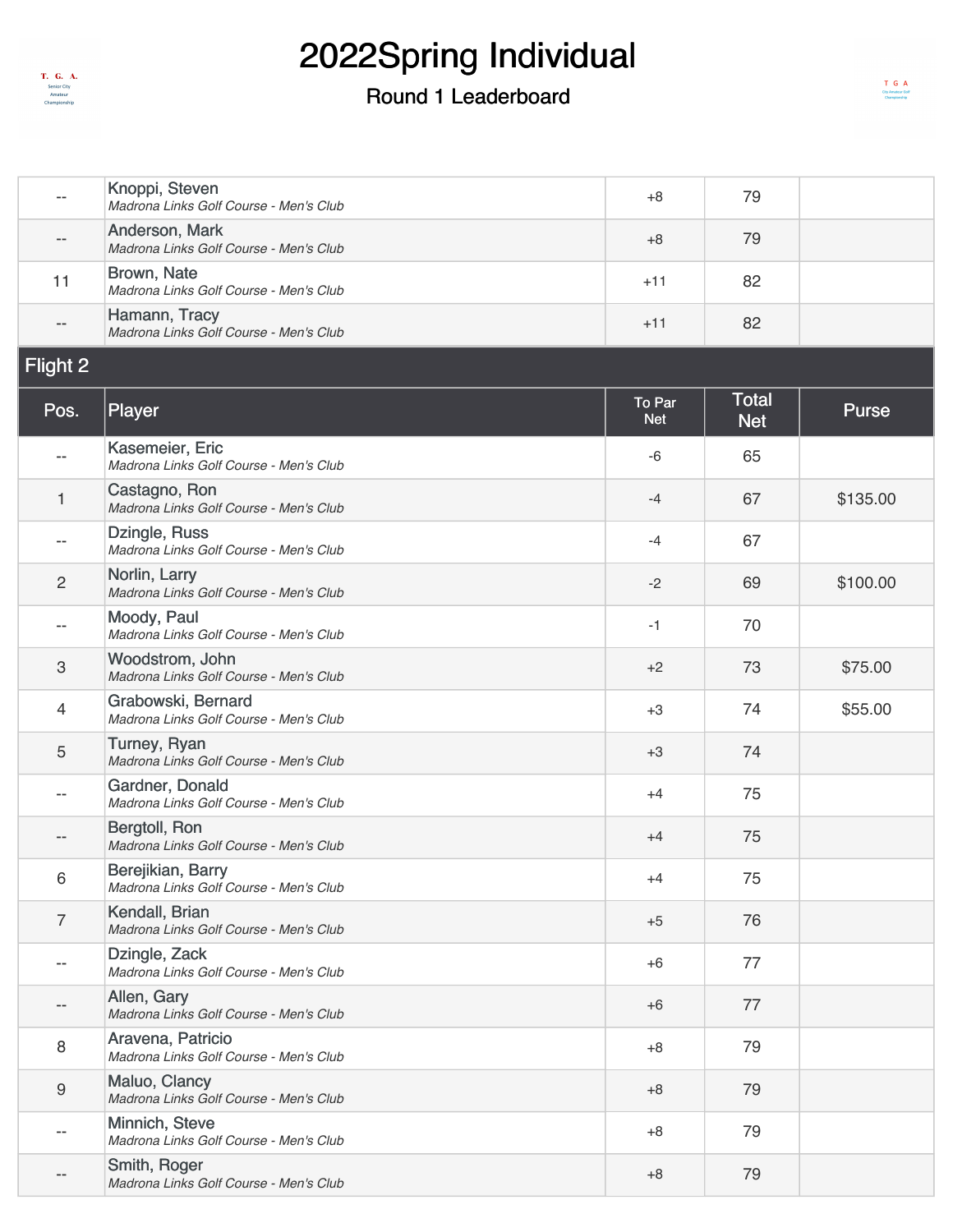# 2022Spring Individual

## Round 1 Leaderboard

| Pos. | Player | To Par Net | Total Net | Purse |
|---|---|---|---|---|
| -- | Knoppi, Steven<br>*Madrona Links Golf Course - Men's Club* | +8 | 79 | |
| -- | Anderson, Mark<br>*Madrona Links Golf Course - Men's Club* | +8 | 79 | |
| 11 | Brown, Nate<br>*Madrona Links Golf Course - Men's Club* | +11 | 82 | |
| -- | Hamann, Tracy<br>*Madrona Links Golf Course - Men's Club* | +11 | 82 | |

### Flight 2

| Pos. | Player | To Par Net | Total Net | Purse |
|---|---|---|---|---|
| -- | Kasemeier, Eric<br>*Madrona Links Golf Course - Men's Club* | -6 | 65 | |
| 1 | Castagno, Ron<br>*Madrona Links Golf Course - Men's Club* | -4 | 67 | $135.00 |
| -- | Dzingle, Russ<br>*Madrona Links Golf Course - Men's Club* | -4 | 67 | |
| 2 | Norlin, Larry<br>*Madrona Links Golf Course - Men's Club* | -2 | 69 | $100.00 |
| -- | Moody, Paul<br>*Madrona Links Golf Course - Men's Club* | -1 | 70 | |
| 3 | Woodstrom, John<br>*Madrona Links Golf Course - Men's Club* | +2 | 73 | $75.00 |
| 4 | Grabowski, Bernard<br>*Madrona Links Golf Course - Men's Club* | +3 | 74 | $55.00 |
| 5 | Turney, Ryan<br>*Madrona Links Golf Course - Men's Club* | +3 | 74 | |
| -- | Gardner, Donald<br>*Madrona Links Golf Course - Men's Club* | +4 | 75 | |
| -- | Bergtoll, Ron<br>*Madrona Links Golf Course - Men's Club* | +4 | 75 | |
| 6 | Berejikian, Barry<br>*Madrona Links Golf Course - Men's Club* | +4 | 75 | |
| 7 | Kendall, Brian<br>*Madrona Links Golf Course - Men's Club* | +5 | 76 | |
| -- | Dzingle, Zack<br>*Madrona Links Golf Course - Men's Club* | +6 | 77 | |
| -- | Allen, Gary<br>*Madrona Links Golf Course - Men's Club* | +6 | 77 | |
| 8 | Aravena, Patricio<br>*Madrona Links Golf Course - Men's Club* | +8 | 79 | |
| 9 | Maluo, Clancy<br>*Madrona Links Golf Course - Men's Club* | +8 | 79 | |
| -- | Minnich, Steve<br>*Madrona Links Golf Course - Men's Club* | +8 | 79 | |
| -- | Smith, Roger<br>*Madrona Links Golf Course - Men's Club* | +8 | 79 | |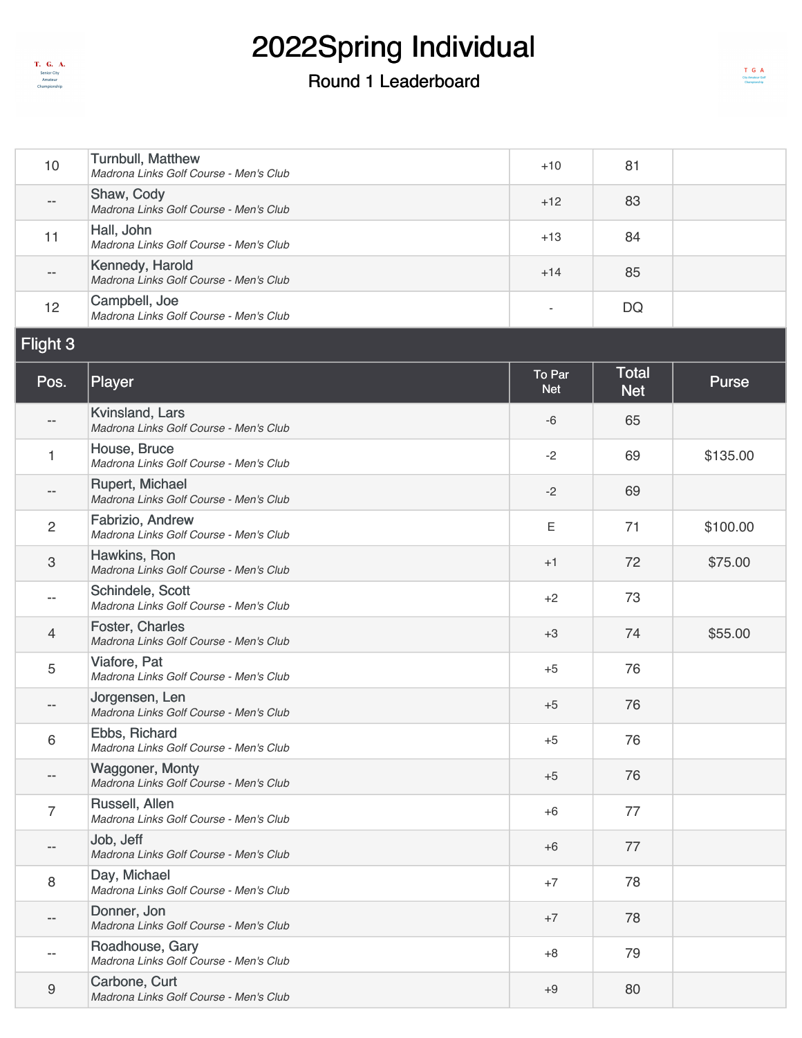# 2022Spring Individual

## Round 1 Leaderboard

| Pos. | Player | To Par Net | Total Net | Purse |
|---|---|---|---|---|
| 10 | Turnbull, Matthew *Madrona Links Golf Course - Men's Club* | +10 | 81 | |
| -- | Shaw, Cody *Madrona Links Golf Course - Men's Club* | +12 | 83 | |
| 11 | Hall, John *Madrona Links Golf Course - Men's Club* | +13 | 84 | |
| -- | Kennedy, Harold *Madrona Links Golf Course - Men's Club* | +14 | 85 | |
| 12 | Campbell, Joe *Madrona Links Golf Course - Men's Club* | - | DQ | |

### Flight 3

| Pos. | Player | To Par Net | Total Net | Purse |
|---|---|---|---|---|
| -- | Kvinsland, Lars *Madrona Links Golf Course - Men's Club* | -6 | 65 | |
| 1 | House, Bruce *Madrona Links Golf Course - Men's Club* | -2 | 69 | $135.00 |
| -- | Rupert, Michael *Madrona Links Golf Course - Men's Club* | -2 | 69 | |
| 2 | Fabrizio, Andrew *Madrona Links Golf Course - Men's Club* | E | 71 | $100.00 |
| 3 | Hawkins, Ron *Madrona Links Golf Course - Men's Club* | +1 | 72 | $75.00 |
| -- | Schindele, Scott *Madrona Links Golf Course - Men's Club* | +2 | 73 | |
| 4 | Foster, Charles *Madrona Links Golf Course - Men's Club* | +3 | 74 | $55.00 |
| 5 | Viafore, Pat *Madrona Links Golf Course - Men's Club* | +5 | 76 | |
| -- | Jorgensen, Len *Madrona Links Golf Course - Men's Club* | +5 | 76 | |
| 6 | Ebbs, Richard *Madrona Links Golf Course - Men's Club* | +5 | 76 | |
| -- | Waggoner, Monty *Madrona Links Golf Course - Men's Club* | +5 | 76 | |
| 7 | Russell, Allen *Madrona Links Golf Course - Men's Club* | +6 | 77 | |
| -- | Job, Jeff *Madrona Links Golf Course - Men's Club* | +6 | 77 | |
| 8 | Day, Michael *Madrona Links Golf Course - Men's Club* | +7 | 78 | |
| -- | Donner, Jon *Madrona Links Golf Course - Men's Club* | +7 | 78 | |
| -- | Roadhouse, Gary *Madrona Links Golf Course - Men's Club* | +8 | 79 | |
| 9 | Carbone, Curt *Madrona Links Golf Course - Men's Club* | +9 | 80 | |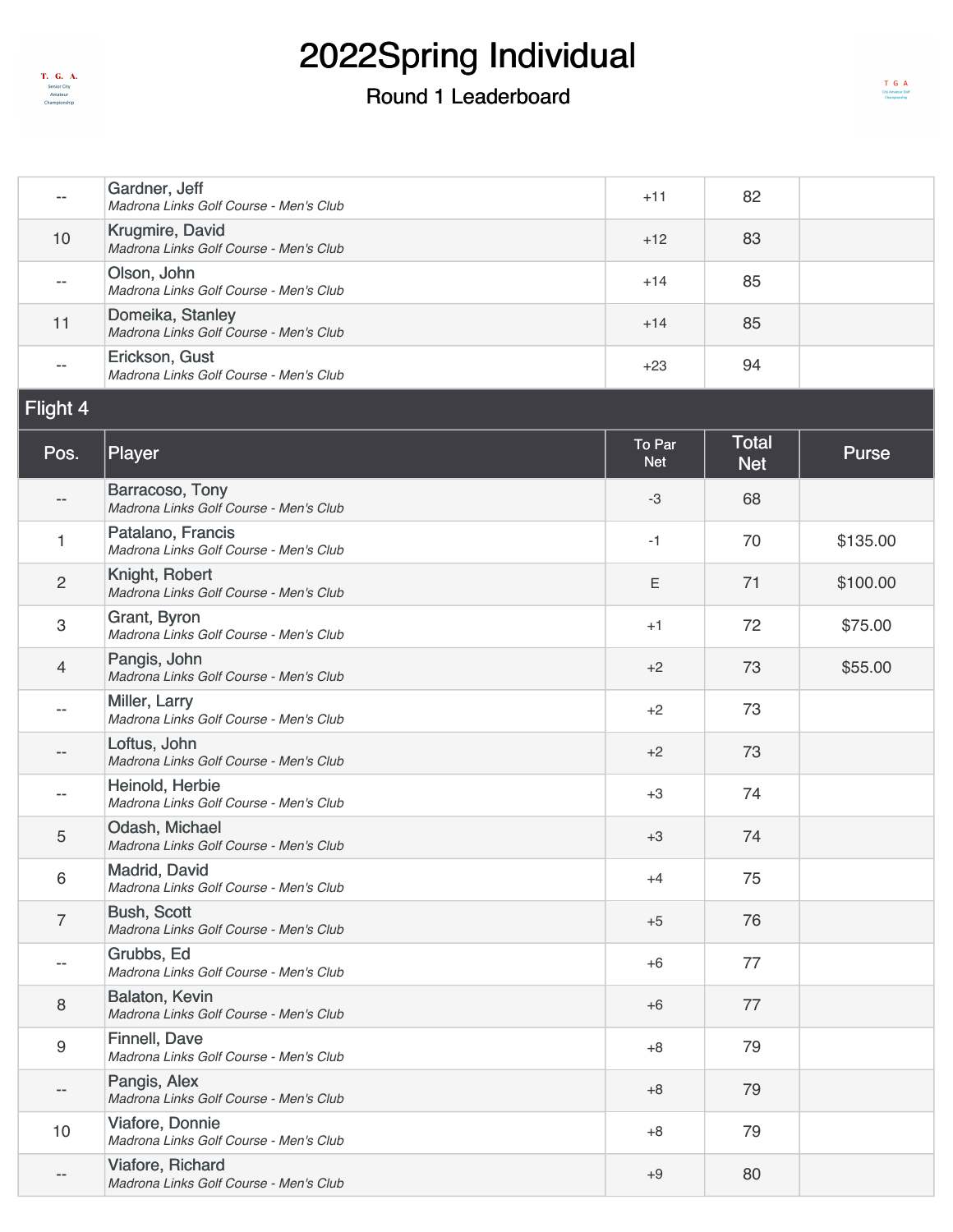# 2022Spring Individual

## Round 1 Leaderboard

| Pos. | Player | To Par Net | Total Net | Purse |
|---|---|---|---|---|
| -- | Gardner, Jeff<br>*Madrona Links Golf Course - Men's Club* | +11 | 82 | |
| 10 | Krugmire, David<br>*Madrona Links Golf Course - Men's Club* | +12 | 83 | |
| -- | Olson, John<br>*Madrona Links Golf Course - Men's Club* | +14 | 85 | |
| 11 | Domeika, Stanley<br>*Madrona Links Golf Course - Men's Club* | +14 | 85 | |
| -- | Erickson, Gust<br>*Madrona Links Golf Course - Men's Club* | +23 | 94 | |

### Flight 4

| Pos. | Player | To Par Net | Total Net | Purse |
|---|---|---|---|---|
| -- | Barracoso, Tony<br>*Madrona Links Golf Course - Men's Club* | -3 | 68 | |
| 1 | Patalano, Francis<br>*Madrona Links Golf Course - Men's Club* | -1 | 70 | $135.00 |
| 2 | Knight, Robert<br>*Madrona Links Golf Course - Men's Club* | E | 71 | $100.00 |
| 3 | Grant, Byron<br>*Madrona Links Golf Course - Men's Club* | +1 | 72 | $75.00 |
| 4 | Pangis, John<br>*Madrona Links Golf Course - Men's Club* | +2 | 73 | $55.00 |
| -- | Miller, Larry<br>*Madrona Links Golf Course - Men's Club* | +2 | 73 | |
| -- | Loftus, John<br>*Madrona Links Golf Course - Men's Club* | +2 | 73 | |
| -- | Heinold, Herbie<br>*Madrona Links Golf Course - Men's Club* | +3 | 74 | |
| 5 | Odash, Michael<br>*Madrona Links Golf Course - Men's Club* | +3 | 74 | |
| 6 | Madrid, David<br>*Madrona Links Golf Course - Men's Club* | +4 | 75 | |
| 7 | Bush, Scott<br>*Madrona Links Golf Course - Men's Club* | +5 | 76 | |
| -- | Grubbs, Ed<br>*Madrona Links Golf Course - Men's Club* | +6 | 77 | |
| 8 | Balaton, Kevin<br>*Madrona Links Golf Course - Men's Club* | +6 | 77 | |
| 9 | Finnell, Dave<br>*Madrona Links Golf Course - Men's Club* | +8 | 79 | |
| -- | Pangis, Alex<br>*Madrona Links Golf Course - Men's Club* | +8 | 79 | |
| 10 | Viafore, Donnie<br>*Madrona Links Golf Course - Men's Club* | +8 | 79 | |
| -- | Viafore, Richard<br>*Madrona Links Golf Course - Men's Club* | +9 | 80 | |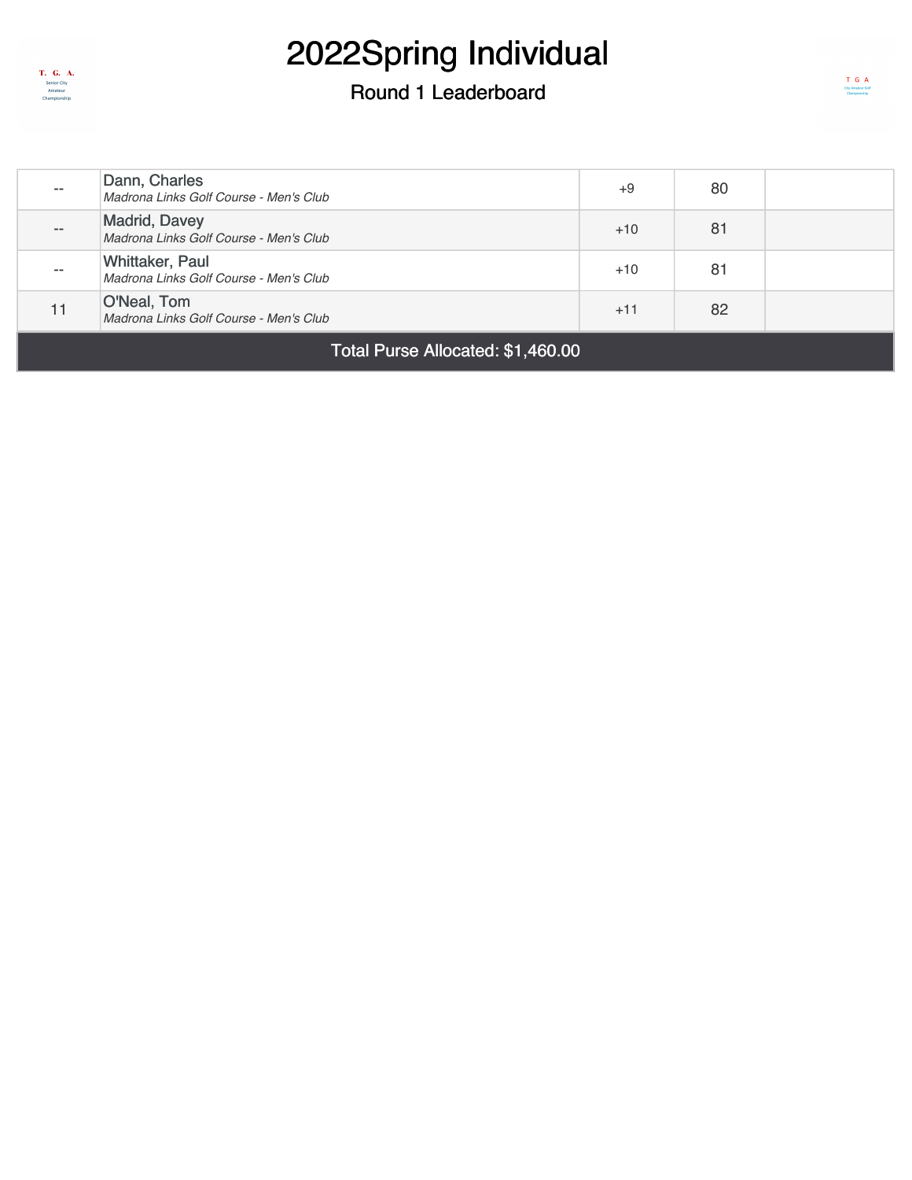# 2022Spring Individual

## Round 1 Leaderboard

| | | | | |
|---|---|---|---|---|
| -- | Dann, Charles<br>*Madrona Links Golf Course - Men's Club* | +9 | 80 | |
| -- | Madrid, Davey<br>*Madrona Links Golf Course - Men's Club* | +10 | 81 | |
| -- | Whittaker, Paul<br>*Madrona Links Golf Course - Men's Club* | +10 | 81 | |
| 11 | O'Neal, Tom<br>*Madrona Links Golf Course - Men's Club* | +11 | 82 | |

Total Purse Allocated: $1,460.00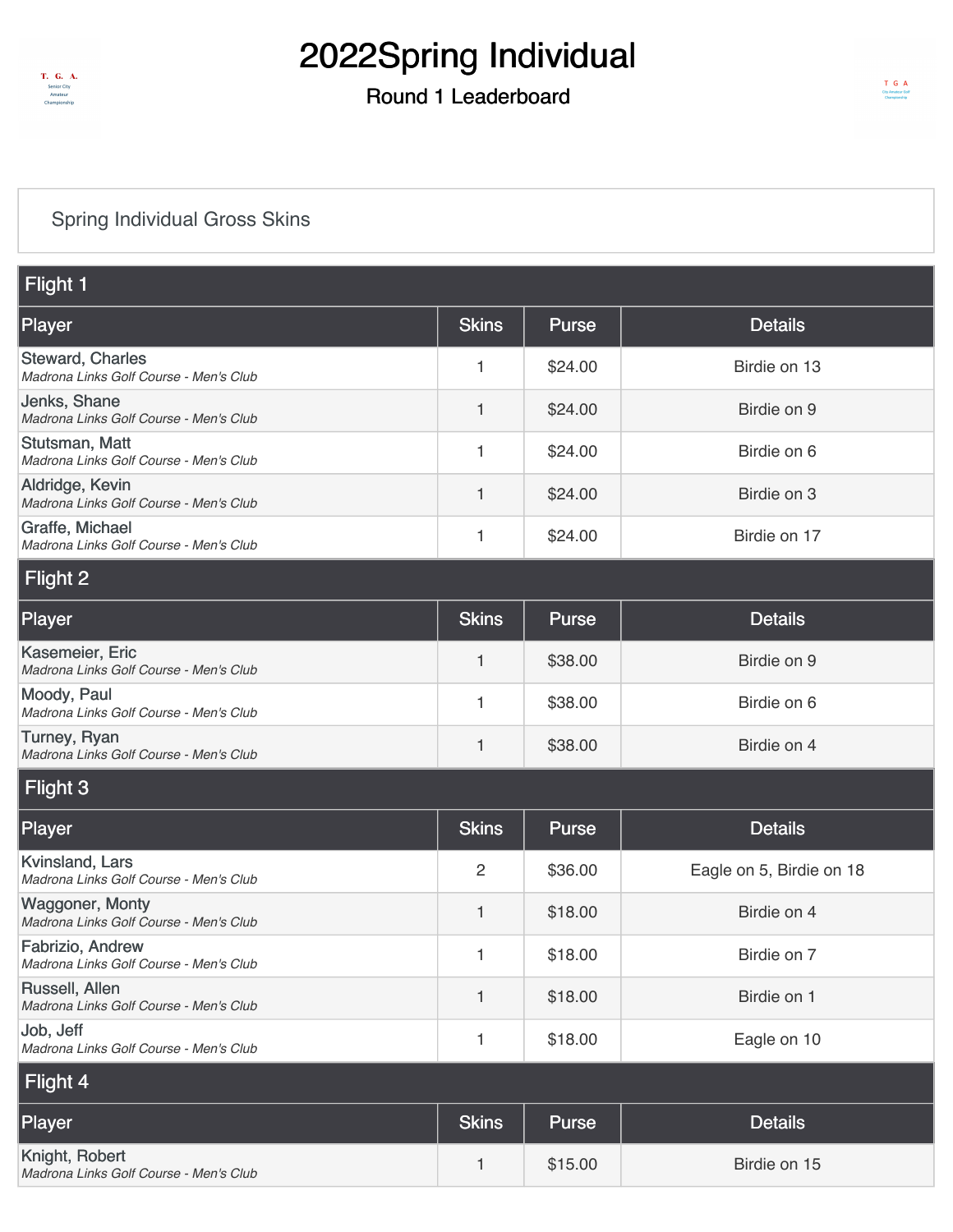# 2022Spring Individual

## Round 1 Leaderboard

### Spring Individual Gross Skins

**Flight 1**

| Player | Skins | Purse | Details |
| --- | --- | --- | --- |
| Steward, Charles<br>*Madrona Links Golf Course - Men's Club* | 1 | $24.00 | Birdie on 13 |
| Jenks, Shane<br>*Madrona Links Golf Course - Men's Club* | 1 | $24.00 | Birdie on 9 |
| Stutsman, Matt<br>*Madrona Links Golf Course - Men's Club* | 1 | $24.00 | Birdie on 6 |
| Aldridge, Kevin<br>*Madrona Links Golf Course - Men's Club* | 1 | $24.00 | Birdie on 3 |
| Graffe, Michael<br>*Madrona Links Golf Course - Men's Club* | 1 | $24.00 | Birdie on 17 |

**Flight 2**

| Player | Skins | Purse | Details |
| --- | --- | --- | --- |
| Kasemeier, Eric<br>*Madrona Links Golf Course - Men's Club* | 1 | $38.00 | Birdie on 9 |
| Moody, Paul<br>*Madrona Links Golf Course - Men's Club* | 1 | $38.00 | Birdie on 6 |
| Turney, Ryan<br>*Madrona Links Golf Course - Men's Club* | 1 | $38.00 | Birdie on 4 |

**Flight 3**

| Player | Skins | Purse | Details |
| --- | --- | --- | --- |
| Kvinsland, Lars<br>*Madrona Links Golf Course - Men's Club* | 2 | $36.00 | Eagle on 5, Birdie on 18 |
| Waggoner, Monty<br>*Madrona Links Golf Course - Men's Club* | 1 | $18.00 | Birdie on 4 |
| Fabrizio, Andrew<br>*Madrona Links Golf Course - Men's Club* | 1 | $18.00 | Birdie on 7 |
| Russell, Allen<br>*Madrona Links Golf Course - Men's Club* | 1 | $18.00 | Birdie on 1 |
| Job, Jeff<br>*Madrona Links Golf Course - Men's Club* | 1 | $18.00 | Eagle on 10 |

**Flight 4**

| Player | Skins | Purse | Details |
| --- | --- | --- | --- |
| Knight, Robert<br>*Madrona Links Golf Course - Men's Club* | 1 | $15.00 | Birdie on 15 |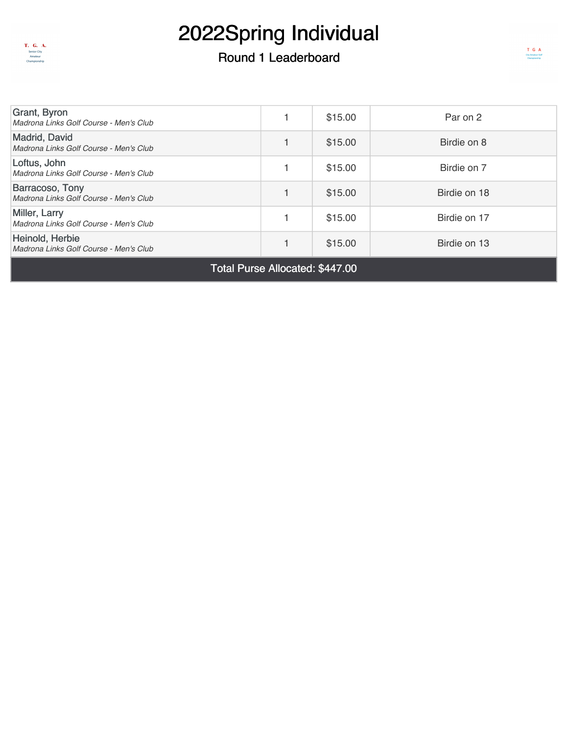# 2022Spring Individual

## Round 1 Leaderboard

| | | | |
|---|---|---|---|
| Grant, Byron<br>*Madrona Links Golf Course - Men's Club* | 1 | $15.00 | Par on 2 |
| Madrid, David<br>*Madrona Links Golf Course - Men's Club* | 1 | $15.00 | Birdie on 8 |
| Loftus, John<br>*Madrona Links Golf Course - Men's Club* | 1 | $15.00 | Birdie on 7 |
| Barracoso, Tony<br>*Madrona Links Golf Course - Men's Club* | 1 | $15.00 | Birdie on 18 |
| Miller, Larry<br>*Madrona Links Golf Course - Men's Club* | 1 | $15.00 | Birdie on 17 |
| Heinold, Herbie<br>*Madrona Links Golf Course - Men's Club* | 1 | $15.00 | Birdie on 13 |

Total Purse Allocated: $447.00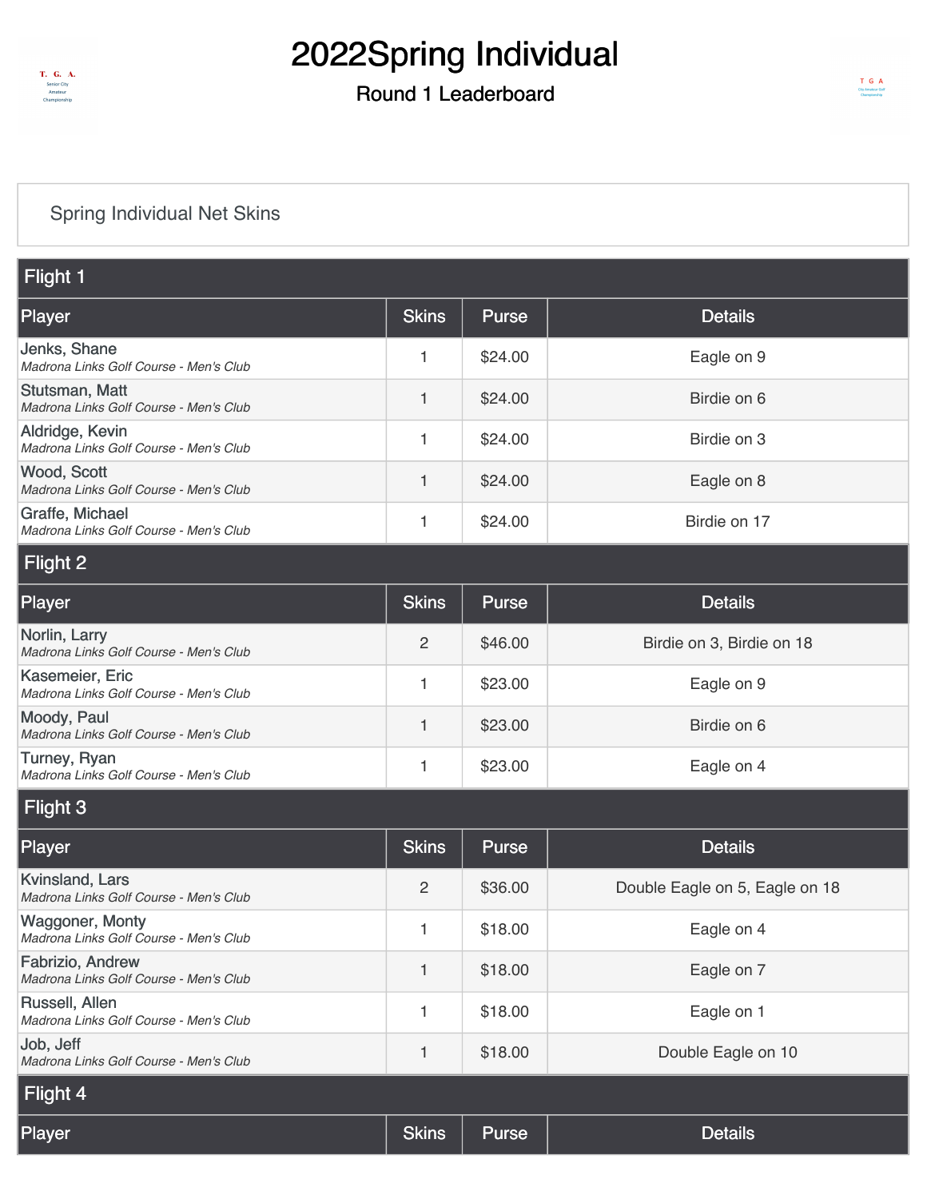# 2022Spring Individual

## Round 1 Leaderboard

Spring Individual Net Skins

### Flight 1

| Player | Skins | Purse | Details |
|---|---|---|---|
| Jenks, Shane<br>*Madrona Links Golf Course - Men's Club* | 1 | $24.00 | Eagle on 9 |
| Stutsman, Matt<br>*Madrona Links Golf Course - Men's Club* | 1 | $24.00 | Birdie on 6 |
| Aldridge, Kevin<br>*Madrona Links Golf Course - Men's Club* | 1 | $24.00 | Birdie on 3 |
| Wood, Scott<br>*Madrona Links Golf Course - Men's Club* | 1 | $24.00 | Eagle on 8 |
| Graffe, Michael<br>*Madrona Links Golf Course - Men's Club* | 1 | $24.00 | Birdie on 17 |

### Flight 2

| Player | Skins | Purse | Details |
|---|---|---|---|
| Norlin, Larry<br>*Madrona Links Golf Course - Men's Club* | 2 | $46.00 | Birdie on 3, Birdie on 18 |
| Kasemeier, Eric<br>*Madrona Links Golf Course - Men's Club* | 1 | $23.00 | Eagle on 9 |
| Moody, Paul<br>*Madrona Links Golf Course - Men's Club* | 1 | $23.00 | Birdie on 6 |
| Turney, Ryan<br>*Madrona Links Golf Course - Men's Club* | 1 | $23.00 | Eagle on 4 |

### Flight 3

| Player | Skins | Purse | Details |
|---|---|---|---|
| Kvinsland, Lars<br>*Madrona Links Golf Course - Men's Club* | 2 | $36.00 | Double Eagle on 5, Eagle on 18 |
| Waggoner, Monty<br>*Madrona Links Golf Course - Men's Club* | 1 | $18.00 | Eagle on 4 |
| Fabrizio, Andrew<br>*Madrona Links Golf Course - Men's Club* | 1 | $18.00 | Eagle on 7 |
| Russell, Allen<br>*Madrona Links Golf Course - Men's Club* | 1 | $18.00 | Eagle on 1 |
| Job, Jeff<br>*Madrona Links Golf Course - Men's Club* | 1 | $18.00 | Double Eagle on 10 |

### Flight 4

| Player | Skins | Purse | Details |
|---|---|---|---|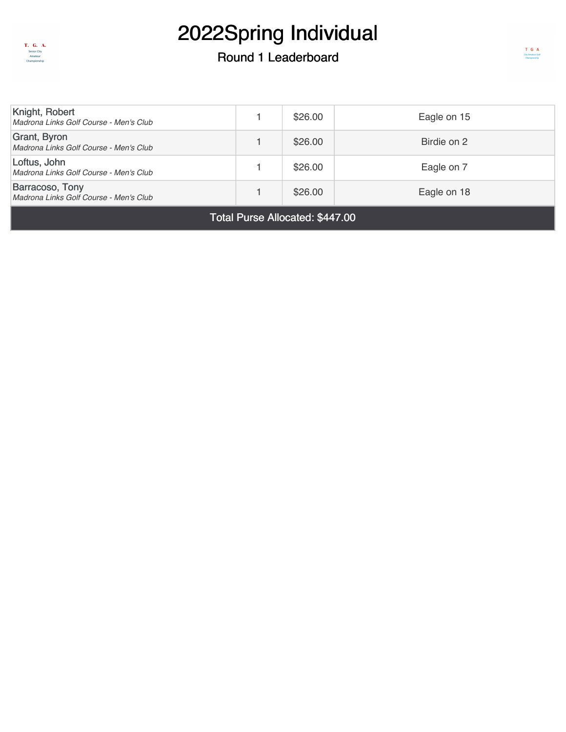# 2022Spring Individual

## Round 1 Leaderboard

| | | | |
|---|---|---|---|
| Knight, Robert *Madrona Links Golf Course - Men's Club* | 1 | $26.00 | Eagle on 15 |
| Grant, Byron *Madrona Links Golf Course - Men's Club* | 1 | $26.00 | Birdie on 2 |
| Loftus, John *Madrona Links Golf Course - Men's Club* | 1 | $26.00 | Eagle on 7 |
| Barracoso, Tony *Madrona Links Golf Course - Men's Club* | 1 | $26.00 | Eagle on 18 |
| Total Purse Allocated: $447.00 | | | |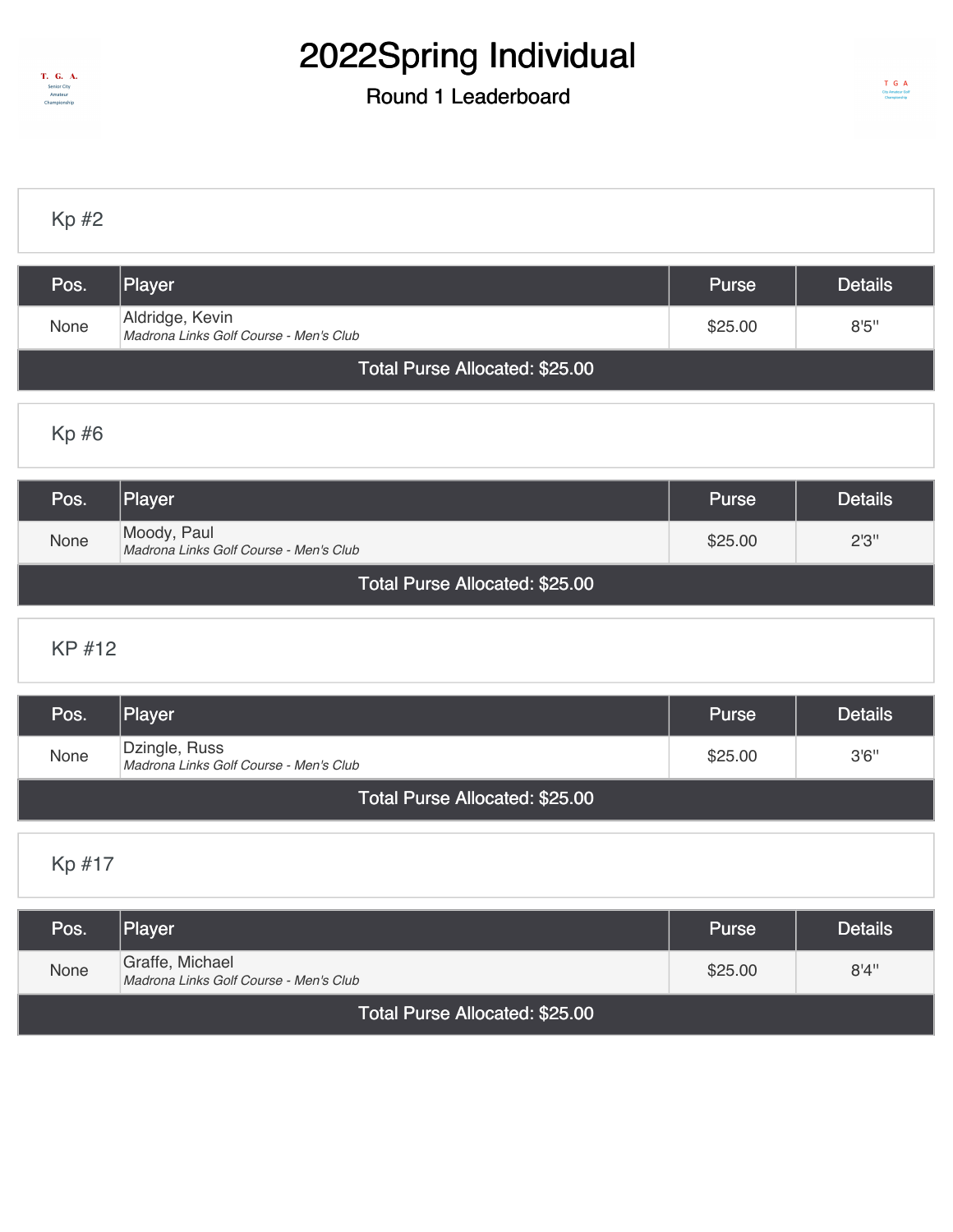# 2022Spring Individual

## Round 1 Leaderboard

### Kp #2

| Pos. | Player | Purse | Details |
|---|---|---|---|
| None | Aldridge, Kevin *Madrona Links Golf Course - Men's Club* | $25.00 | 8'5" |
| Total Purse Allocated: $25.00 | | | |

### Kp #6

| Pos. | Player | Purse | Details |
|---|---|---|---|
| None | Moody, Paul *Madrona Links Golf Course - Men's Club* | $25.00 | 2'3" |
| Total Purse Allocated: $25.00 | | | |

### KP #12

| Pos. | Player | Purse | Details |
|---|---|---|---|
| None | Dzingle, Russ *Madrona Links Golf Course - Men's Club* | $25.00 | 3'6" |
| Total Purse Allocated: $25.00 | | | |

### Kp #17

| Pos. | Player | Purse | Details |
|---|---|---|---|
| None | Graffe, Michael *Madrona Links Golf Course - Men's Club* | $25.00 | 8'4" |
| Total Purse Allocated: $25.00 | | | |